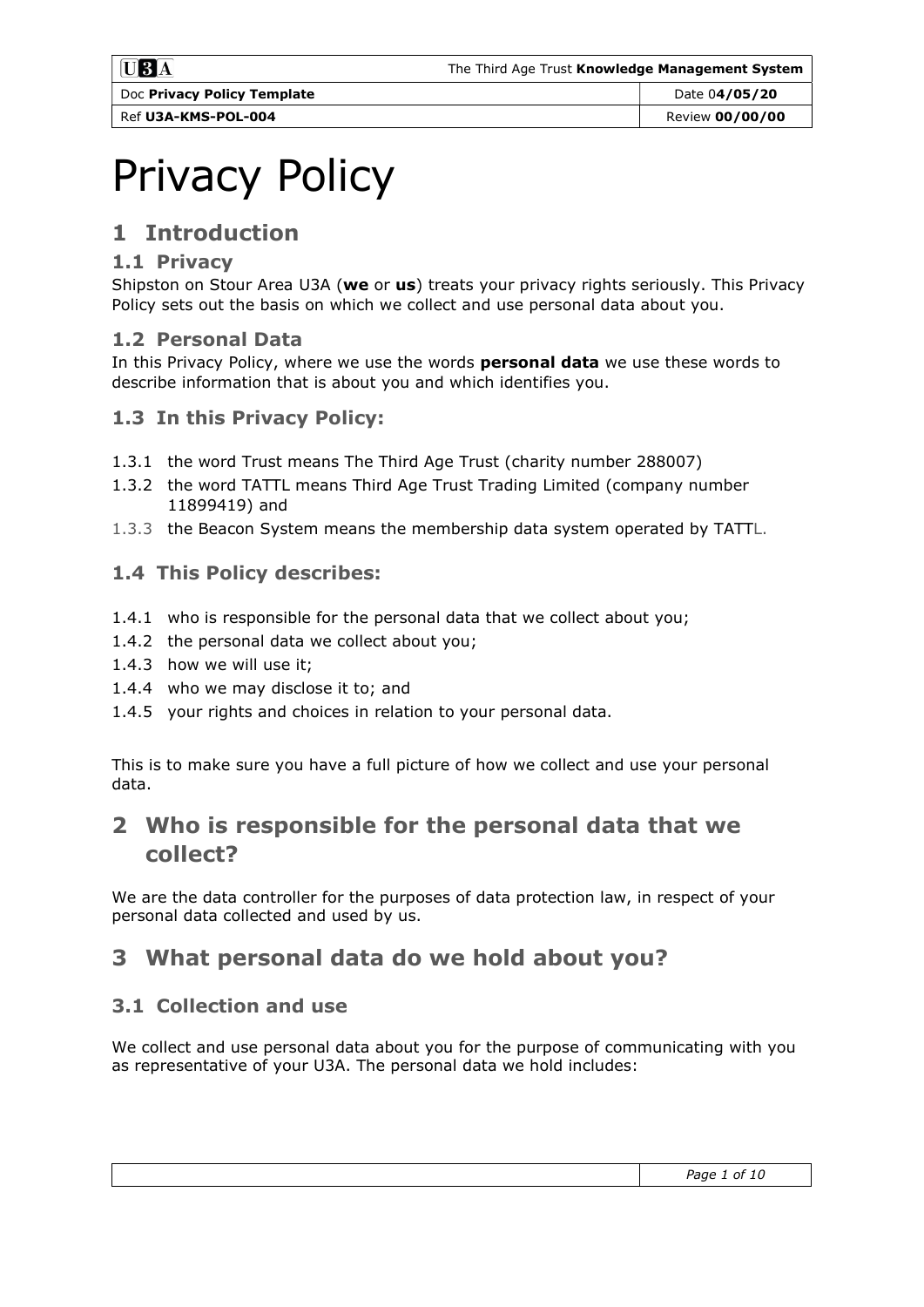# Privacy Policy

## 1 Introduction

### 1.1 Privacy

Shipston on Stour Area U3A (**we** or **us**) treats your privacy rights seriously. This Privacy Policy sets out the basis on which we collect and use personal data about you.

### 1.2 Personal Data

In this Privacy Policy, where we use the words **personal data** we use these words to describe information that is about you and which identifies you.

### 1.3 In this Privacy Policy:

1.3.1 the word Trust means The Third Age Trust (charity number 288007)

1.3.2 the word TATTL means Third Age Trust Trading Limited (company number 11899419) and

1.3.3 the Beacon System means the membership data system operated by TATTL.

### 1.4 This Policy describes:

1.4.1 who is responsible for the personal data that we collect about you;

1.4.2 the personal data we collect about you;

1.4.3 how we will use it;

1.4.4 who we may disclose it to; and

1.4.5 your rights and choices in relation to your personal data.

This is to make sure you have a full picture of how we collect and use your personal data.

## 2 Who is responsible for the personal data that we collect?

We are the data controller for the purposes of data protection law, in respect of your personal data collected and used by us.

## 3 What personal data do we hold about you?

### 3.1 Collection and use

We collect and use personal data about you for the purpose of communicating with you as representative of your U3A. The personal data we hold includes: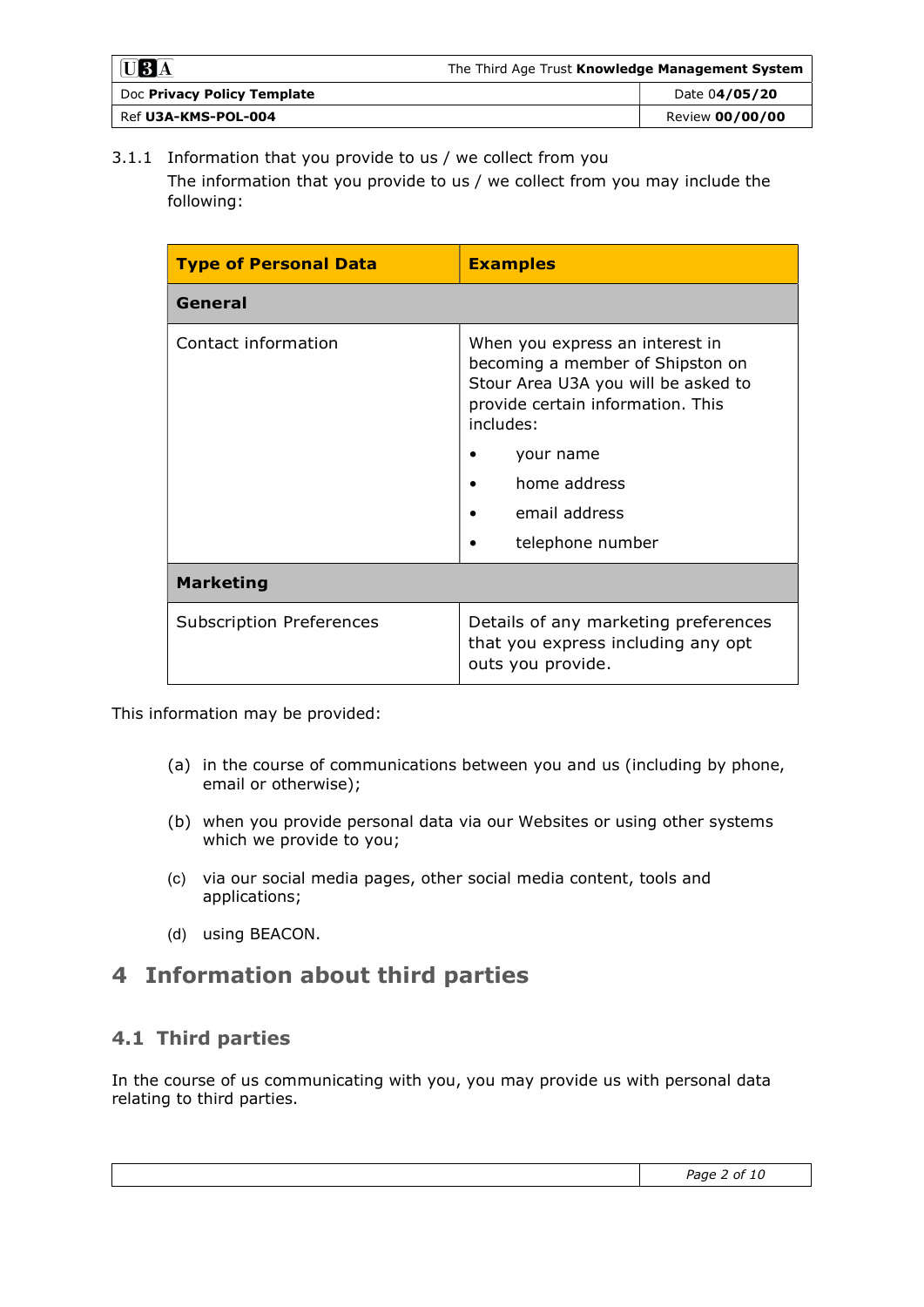3.1.1 Information that you provide to us / we collect from you

The information that you provide to us / we collect from you may include the following:

| **Type of Personal Data** | **Examples** |
|---|---|
| **General** | |
| Contact information | When you express an interest in becoming a member of Shipston on Stour Area U3A you will be asked to provide certain information. This includes:<br>• your name<br>• home address<br>• email address<br>• telephone number |
| **Marketing** | |
| Subscription Preferences | Details of any marketing preferences that you express including any opt outs you provide. |

This information may be provided:

(a) in the course of communications between you and us (including by phone, email or otherwise);

(b) when you provide personal data via our Websites or using other systems which we provide to you;

(c) via our social media pages, other social media content, tools and applications;

(d) using BEACON.

# 4 Information about third parties

## 4.1 Third parties

In the course of us communicating with you, you may provide us with personal data relating to third parties.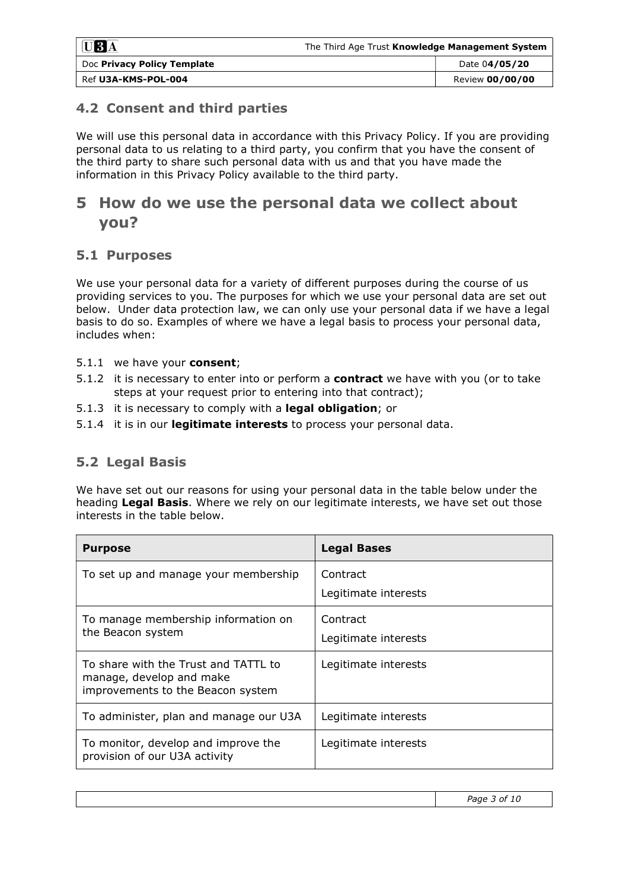### 4.2 Consent and third parties

We will use this personal data in accordance with this Privacy Policy. If you are providing personal data to us relating to a third party, you confirm that you have the consent of the third party to share such personal data with us and that you have made the information in this Privacy Policy available to the third party.

## 5 How do we use the personal data we collect about you?

### 5.1 Purposes

We use your personal data for a variety of different purposes during the course of us providing services to you. The purposes for which we use your personal data are set out below. Under data protection law, we can only use your personal data if we have a legal basis to do so. Examples of where we have a legal basis to process your personal data, includes when:

5.1.1 we have your **consent**;

5.1.2 it is necessary to enter into or perform a **contract** we have with you (or to take steps at your request prior to entering into that contract);

5.1.3 it is necessary to comply with a **legal obligation**; or

5.1.4 it is in our **legitimate interests** to process your personal data.

### 5.2 Legal Basis

We have set out our reasons for using your personal data in the table below under the heading **Legal Basis**. Where we rely on our legitimate interests, we have set out those interests in the table below.

| **Purpose** | **Legal Bases** |
|---|---|
| To set up and manage your membership | Contract<br>Legitimate interests |
| To manage membership information on the Beacon system | Contract<br>Legitimate interests |
| To share with the Trust and TATTL to manage, develop and make improvements to the Beacon system | Legitimate interests |
| To administer, plan and manage our U3A | Legitimate interests |
| To monitor, develop and improve the provision of our U3A activity | Legitimate interests |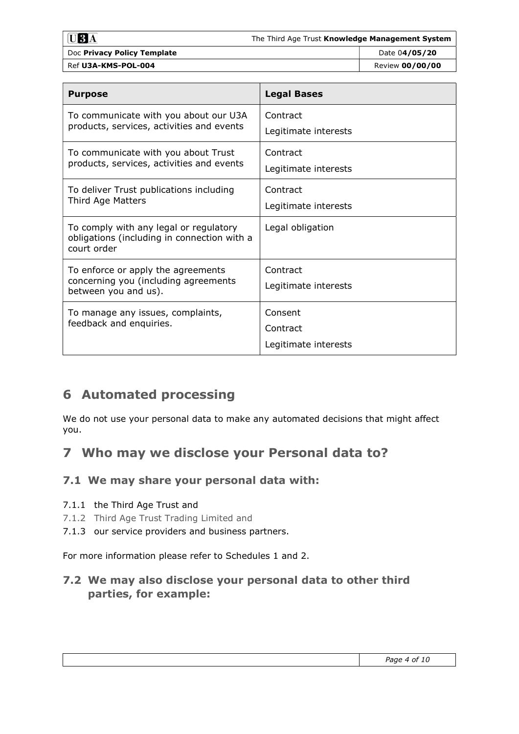| Purpose | Legal Bases |
|---|---|
| To communicate with you about our U3A products, services, activities and events | Contract<br>Legitimate interests |
| To communicate with you about Trust products, services, activities and events | Contract<br>Legitimate interests |
| To deliver Trust publications including Third Age Matters | Contract<br>Legitimate interests |
| To comply with any legal or regulatory obligations (including in connection with a court order | Legal obligation |
| To enforce or apply the agreements concerning you (including agreements between you and us). | Contract<br>Legitimate interests |
| To manage any issues, complaints, feedback and enquiries. | Consent<br>Contract<br>Legitimate interests |

# 6 Automated processing

We do not use your personal data to make any automated decisions that might affect you.

# 7 Who may we disclose your Personal data to?

## 7.1 We may share your personal data with:

7.1.1 the Third Age Trust and

7.1.2 Third Age Trust Trading Limited and

7.1.3 our service providers and business partners.

For more information please refer to Schedules 1 and 2.

## 7.2 We may also disclose your personal data to other third parties, for example: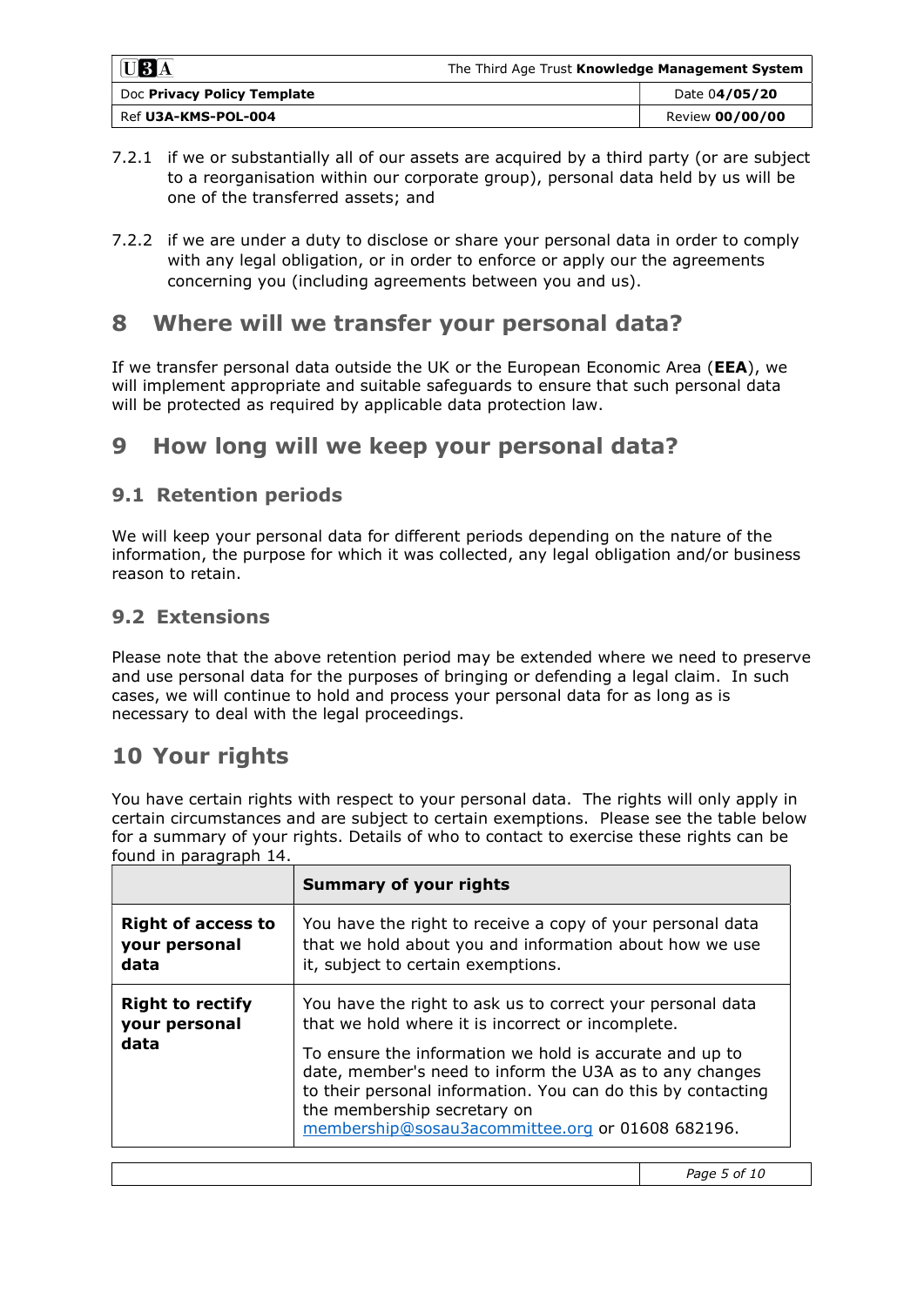7.2.1 if we or substantially all of our assets are acquired by a third party (or are subject to a reorganisation within our corporate group), personal data held by us will be one of the transferred assets; and

7.2.2 if we are under a duty to disclose or share your personal data in order to comply with any legal obligation, or in order to enforce or apply our the agreements concerning you (including agreements between you and us).

# 8 Where will we transfer your personal data?

If we transfer personal data outside the UK or the European Economic Area (**EEA**), we will implement appropriate and suitable safeguards to ensure that such personal data will be protected as required by applicable data protection law.

# 9 How long will we keep your personal data?

## 9.1 Retention periods

We will keep your personal data for different periods depending on the nature of the information, the purpose for which it was collected, any legal obligation and/or business reason to retain.

## 9.2 Extensions

Please note that the above retention period may be extended where we need to preserve and use personal data for the purposes of bringing or defending a legal claim. In such cases, we will continue to hold and process your personal data for as long as is necessary to deal with the legal proceedings.

# 10 Your rights

You have certain rights with respect to your personal data. The rights will only apply in certain circumstances and are subject to certain exemptions. Please see the table below for a summary of your rights. Details of who to contact to exercise these rights can be found in paragraph 14.

| | **Summary of your rights** |
|---|---|
| **Right of access to your personal data** | You have the right to receive a copy of your personal data that we hold about you and information about how we use it, subject to certain exemptions. |
| **Right to rectify your personal data** | You have the right to ask us to correct your personal data that we hold where it is incorrect or incomplete.<br><br>To ensure the information we hold is accurate and up to date, member's need to inform the U3A as to any changes to their personal information. You can do this by contacting the membership secretary on membership@sosau3acommittee.org or 01608 682196. |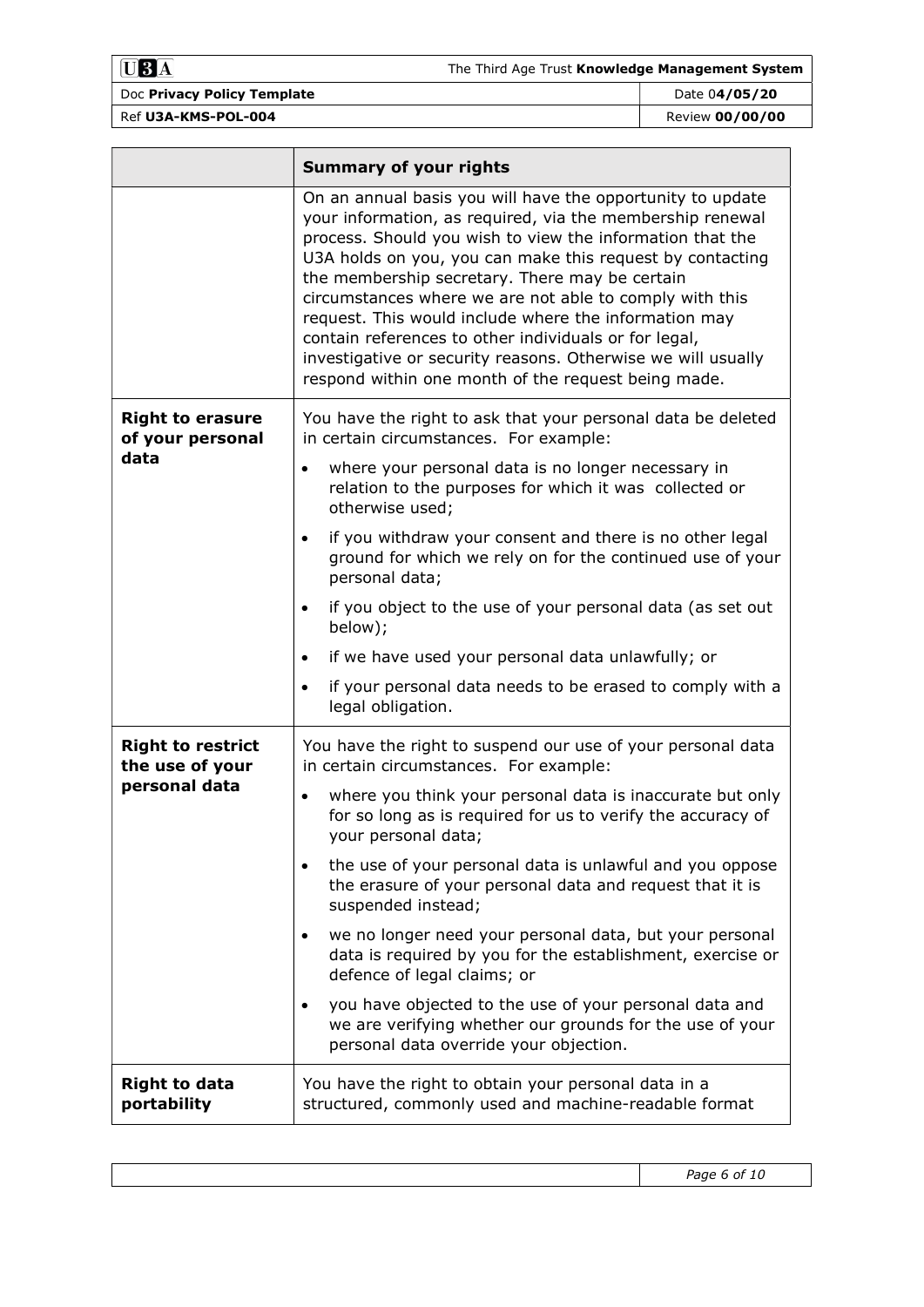| | **Summary of your rights** |
|---|---|
| | On an annual basis you will have the opportunity to update your information, as required, via the membership renewal process. Should you wish to view the information that the U3A holds on you, you can make this request by contacting the membership secretary. There may be certain circumstances where we are not able to comply with this request. This would include where the information may contain references to other individuals or for legal, investigative or security reasons. Otherwise we will usually respond within one month of the request being made. |
| **Right to erasure of your personal data** | You have the right to ask that your personal data be deleted in certain circumstances. For example:<br>• where your personal data is no longer necessary in relation to the purposes for which it was collected or otherwise used;<br>• if you withdraw your consent and there is no other legal ground for which we rely on for the continued use of your personal data;<br>• if you object to the use of your personal data (as set out below);<br>• if we have used your personal data unlawfully; or<br>• if your personal data needs to be erased to comply with a legal obligation. |
| **Right to restrict the use of your personal data** | You have the right to suspend our use of your personal data in certain circumstances. For example:<br>• where you think your personal data is inaccurate but only for so long as is required for us to verify the accuracy of your personal data;<br>• the use of your personal data is unlawful and you oppose the erasure of your personal data and request that it is suspended instead;<br>• we no longer need your personal data, but your personal data is required by you for the establishment, exercise or defence of legal claims; or<br>• you have objected to the use of your personal data and we are verifying whether our grounds for the use of your personal data override your objection. |
| **Right to data portability** | You have the right to obtain your personal data in a structured, commonly used and machine-readable format |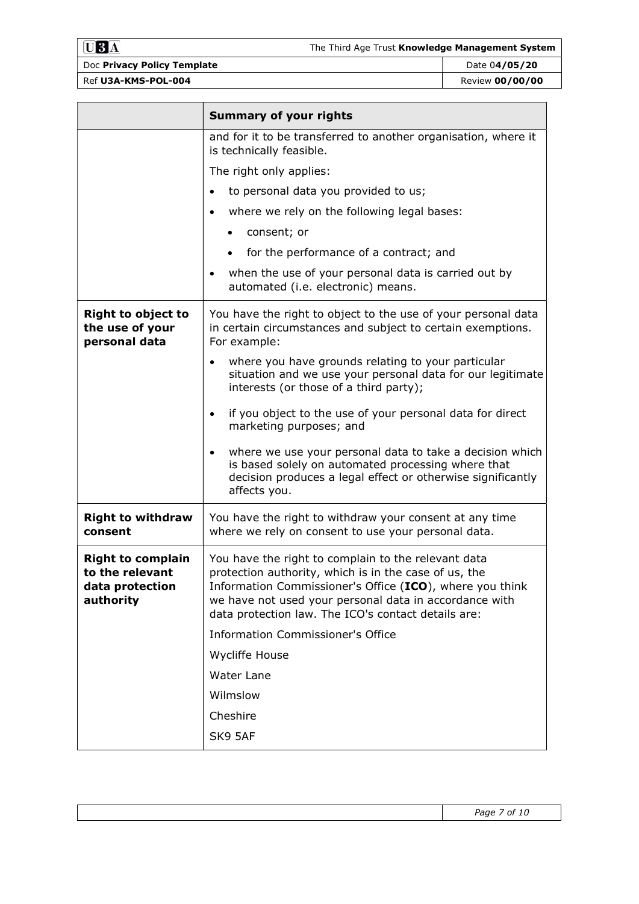| | Summary of your rights |
|---|---|
| | and for it to be transferred to another organisation, where it is technically feasible.<br><br>The right only applies:<br><br>• to personal data you provided to us;<br>• where we rely on the following legal bases:<br>&nbsp;&nbsp;&nbsp;&nbsp;• consent; or<br>&nbsp;&nbsp;&nbsp;&nbsp;• for the performance of a contract; and<br>• when the use of your personal data is carried out by automated (i.e. electronic) means. |
| **Right to object to the use of your personal data** | You have the right to object to the use of your personal data in certain circumstances and subject to certain exemptions. For example:<br><br>• where you have grounds relating to your particular situation and we use your personal data for our legitimate interests (or those of a third party);<br>• if you object to the use of your personal data for direct marketing purposes; and<br>• where we use your personal data to take a decision which is based solely on automated processing where that decision produces a legal effect or otherwise significantly affects you. |
| **Right to withdraw consent** | You have the right to withdraw your consent at any time where we rely on consent to use your personal data. |
| **Right to complain to the relevant data protection authority** | You have the right to complain to the relevant data protection authority, which is in the case of us, the Information Commissioner's Office (**ICO**), where you think we have not used your personal data in accordance with data protection law. The ICO's contact details are:<br><br>Information Commissioner's Office<br><br>Wycliffe House<br><br>Water Lane<br><br>Wilmslow<br><br>Cheshire<br><br>SK9 5AF |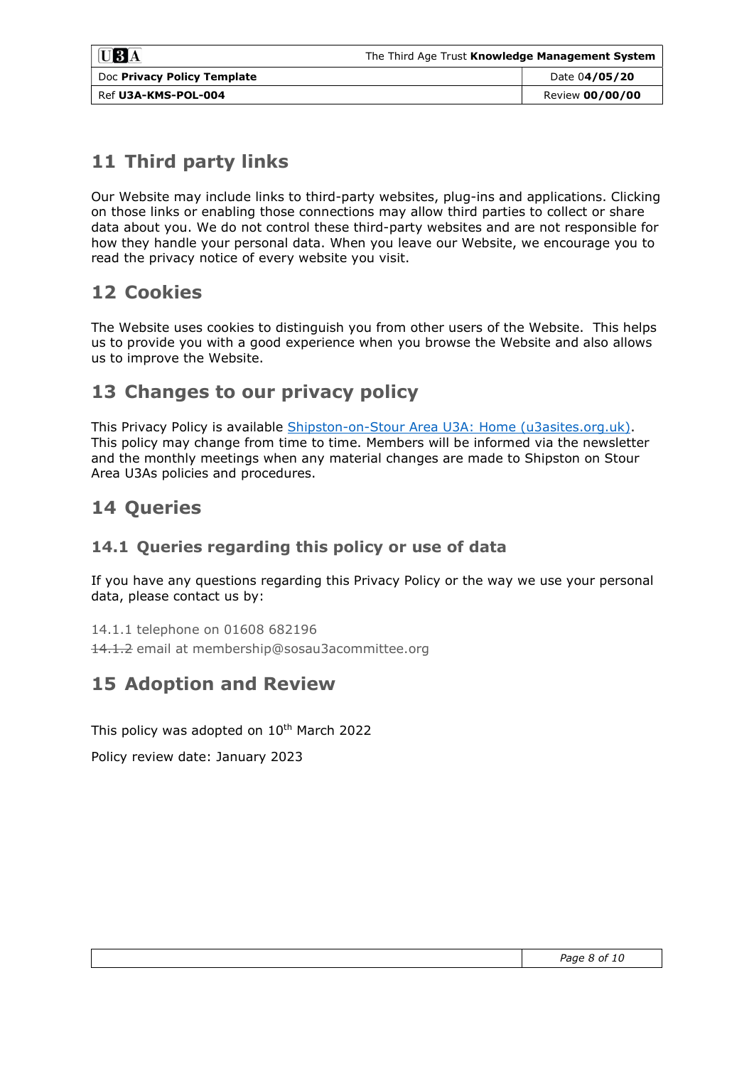## 11 Third party links

Our Website may include links to third-party websites, plug-ins and applications. Clicking on those links or enabling those connections may allow third parties to collect or share data about you. We do not control these third-party websites and are not responsible for how they handle your personal data. When you leave our Website, we encourage you to read the privacy notice of every website you visit.

## 12 Cookies

The Website uses cookies to distinguish you from other users of the Website.  This helps us to provide you with a good experience when you browse the Website and also allows us to improve the Website.

## 13 Changes to our privacy policy

This Privacy Policy is available [Shipston-on-Stour Area U3A: Home (u3asites.org.uk)](). This policy may change from time to time. Members will be informed via the newsletter and the monthly meetings when any material changes are made to Shipston on Stour Area U3As policies and procedures.

## 14 Queries

### 14.1 Queries regarding this policy or use of data

If you have any questions regarding this Privacy Policy or the way we use your personal data, please contact us by:

14.1.1 telephone on 01608 682196

~~14.1.2~~ email at membership@sosau3acommittee.org

## 15 Adoption and Review

This policy was adopted on 10th March 2022

Policy review date: January 2023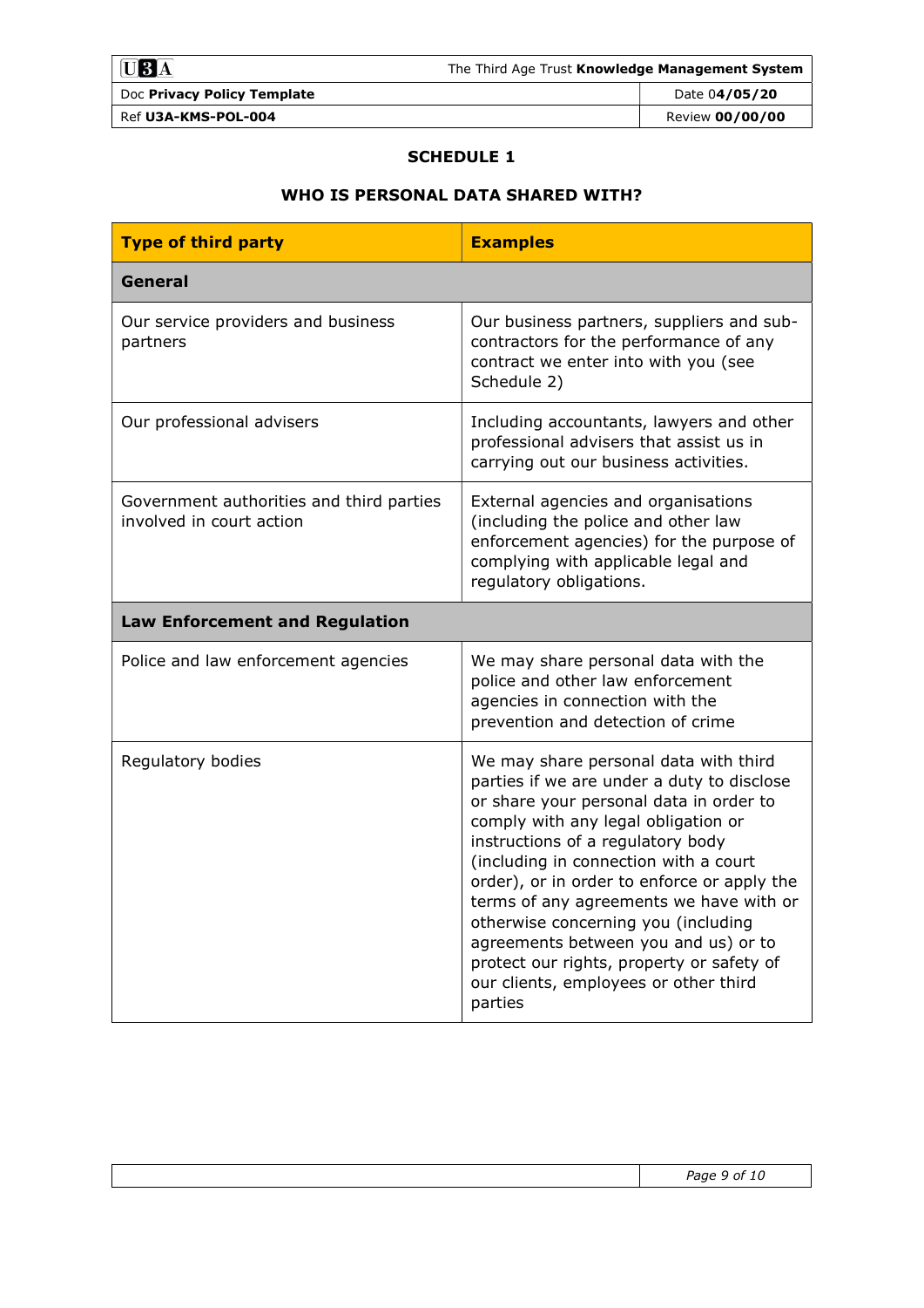## SCHEDULE 1

## WHO IS PERSONAL DATA SHARED WITH?

| **Type of third party** | **Examples** |
|---|---|
| **General** | |
| Our service providers and business partners | Our business partners, suppliers and sub-contractors for the performance of any contract we enter into with you (see Schedule 2) |
| Our professional advisers | Including accountants, lawyers and other professional advisers that assist us in carrying out our business activities. |
| Government authorities and third parties involved in court action | External agencies and organisations (including the police and other law enforcement agencies) for the purpose of complying with applicable legal and regulatory obligations. |
| **Law Enforcement and Regulation** | |
| Police and law enforcement agencies | We may share personal data with the police and other law enforcement agencies in connection with the prevention and detection of crime |
| Regulatory bodies | We may share personal data with third parties if we are under a duty to disclose or share your personal data in order to comply with any legal obligation or instructions of a regulatory body (including in connection with a court order), or in order to enforce or apply the terms of any agreements we have with or otherwise concerning you (including agreements between you and us) or to protect our rights, property or safety of our clients, employees or other third parties |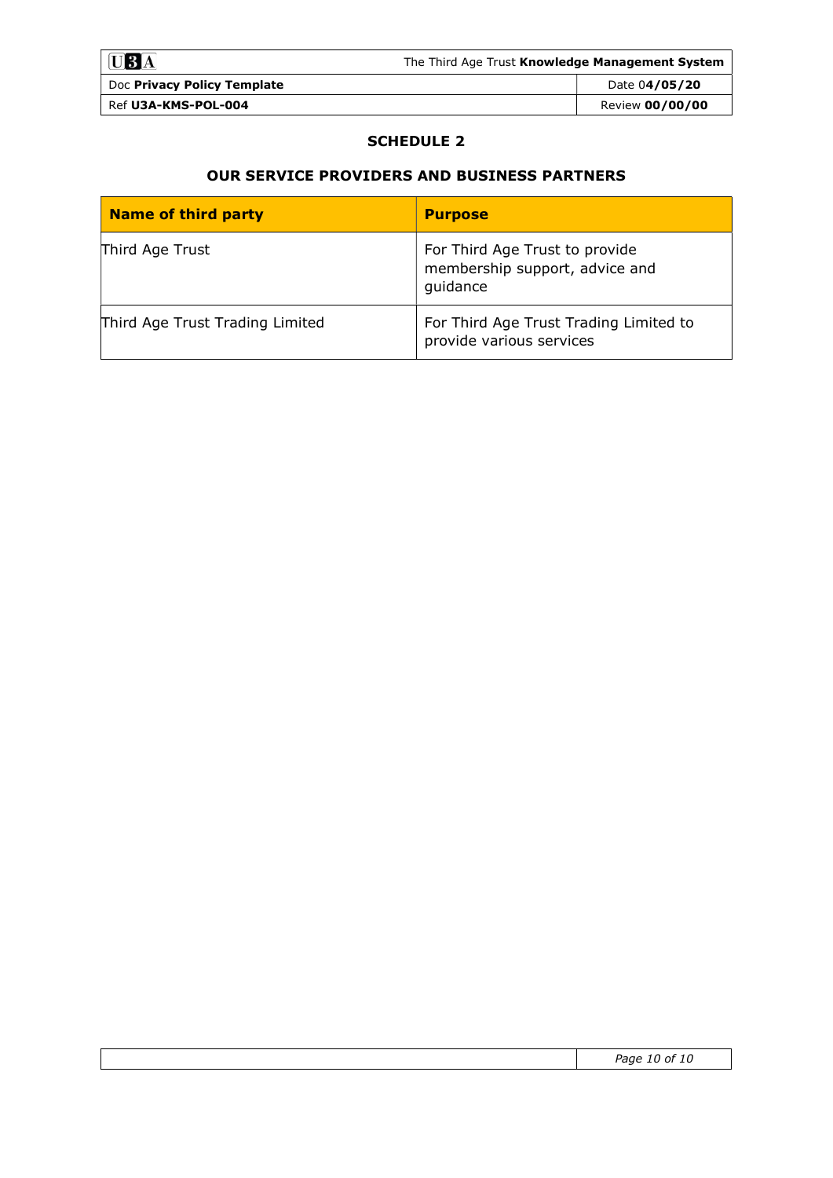## SCHEDULE 2

### OUR SERVICE PROVIDERS AND BUSINESS PARTNERS

| Name of third party | Purpose |
| --- | --- |
| Third Age Trust | For Third Age Trust to provide membership support, advice and guidance |
| Third Age Trust Trading Limited | For Third Age Trust Trading Limited to provide various services |